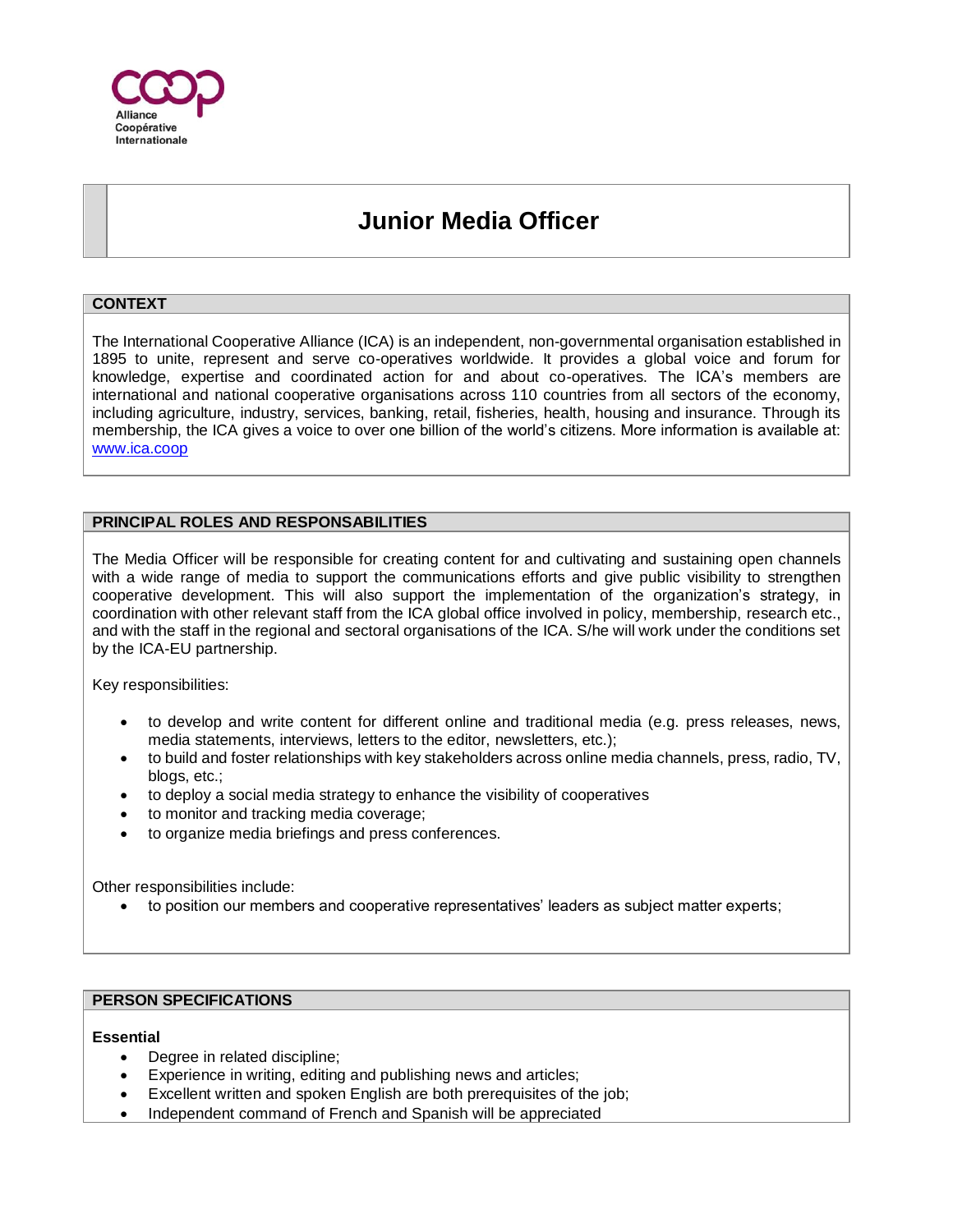# Junior Media Officer

## CONTEXT

The International Cooperative Alliance (ICA) is an independent, non-governmental organisation established in 1895 to unite, represent and serve co-operatives worldwide. It provides a global voice and forum for knowledge, expertise and coordinated action for and about co-operatives. The ICA's members are international and national cooperative organisations across 110 countries from all sectors of the economy, including agriculture, industry, services, banking, retail, fisheries, health, housing and insurance. Through its membership, the ICA gives a voice to over one billion of the world's citizens. More information is available at: [www.ica.coop](www.ica.coop)

## PRINCIPAL ROLES AND RESPONSABILITIES

The Media Officer will be responsible for creating content for and cultivating and sustaining open channels with a wide range of media to support the communications efforts and give public visibility to strengthen cooperative development. This will also support the implementation of the organization's strategy, in coordination with other relevant staff from the ICA global office involved in policy, membership, research etc., and with the staff in the regional and sectoral organisations of the ICA. S/he will work under the conditions set by the ICA-EU partnership.

Key responsibilities:

- to develop and write content for different online and traditional media (e.g. press releases, news, media statements, interviews, letters to the editor, newsletters, etc.);
- to build and foster relationships with key stakeholders across online media channels, press, radio, TV, blogs, etc.;
- to deploy a social media strategy to enhance the visibility of cooperatives
- to monitor and tracking media coverage;
- to organize media briefings and press conferences.

Other responsibilities include:

- to position our members and cooperative representatives' leaders as subject matter experts;

## PERSON SPECIFICATIONS

**Essential**

- Degree in related discipline;
- Experience in writing, editing and publishing news and articles;
- Excellent written and spoken English are both prerequisites of the job;
- Independent command of French and Spanish will be appreciated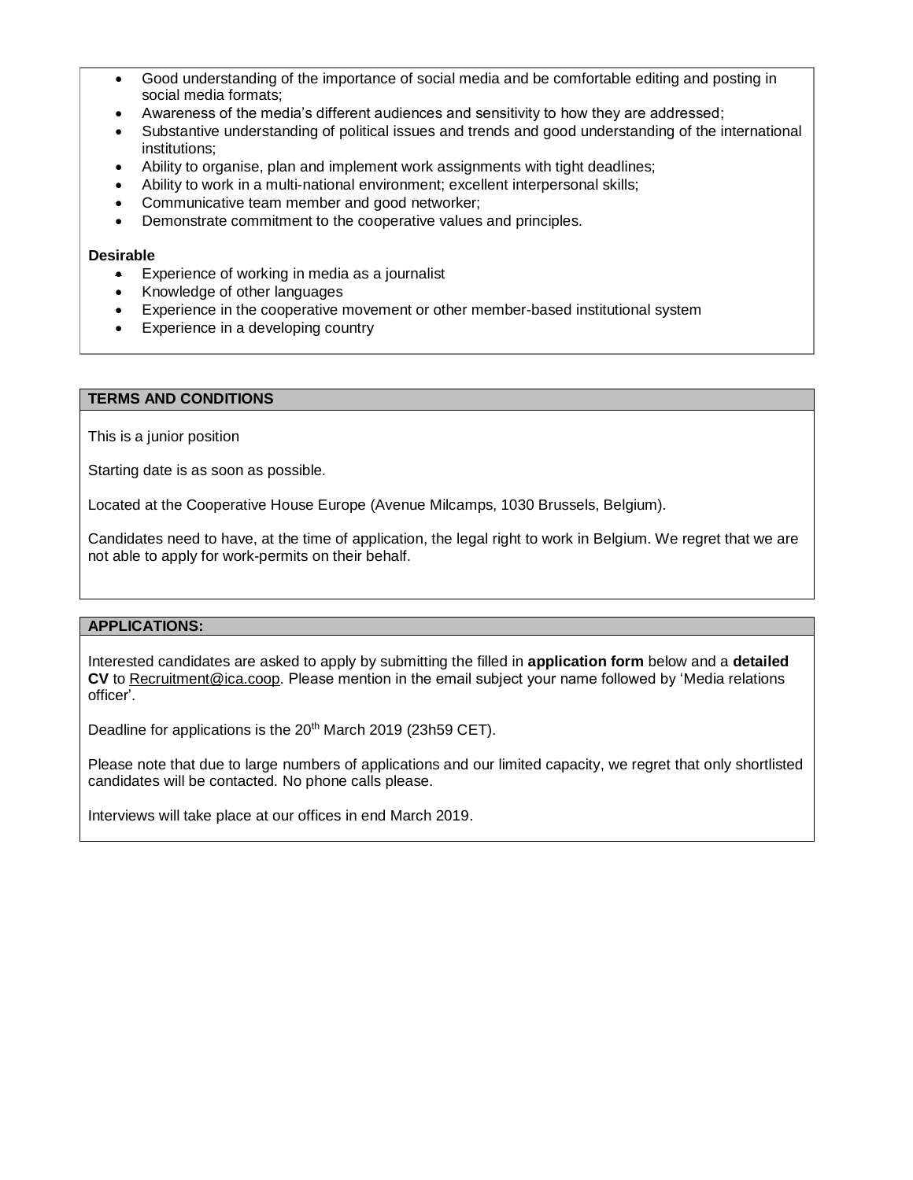- Good understanding of the importance of social media and be comfortable editing and posting in social media formats;
- Awareness of the media's different audiences and sensitivity to how they are addressed;
- Substantive understanding of political issues and trends and good understanding of the international institutions;
- Ability to organise, plan and implement work assignments with tight deadlines;
- Ability to work in a multi-national environment; excellent interpersonal skills;
- Communicative team member and good networker;
- Demonstrate commitment to the cooperative values and principles.

**Desirable**

- Experience of working in media as a journalist
- Knowledge of other languages
- Experience in the cooperative movement or other member-based institutional system
- Experience in a developing country

## TERMS AND CONDITIONS

This is a junior position

Starting date is as soon as possible.

Located at the Cooperative House Europe (Avenue Milcamps, 1030 Brussels, Belgium).

Candidates need to have, at the time of application, the legal right to work in Belgium. We regret that we are not able to apply for work-permits on their behalf.

## APPLICATIONS:

Interested candidates are asked to apply by submitting the filled in **application form** below and a **detailed CV** to Recruitment@ica.coop. Please mention in the email subject your name followed by 'Media relations officer'.

Deadline for applications is the 20th March 2019 (23h59 CET).

Please note that due to large numbers of applications and our limited capacity, we regret that only shortlisted candidates will be contacted. No phone calls please.

Interviews will take place at our offices in end March 2019.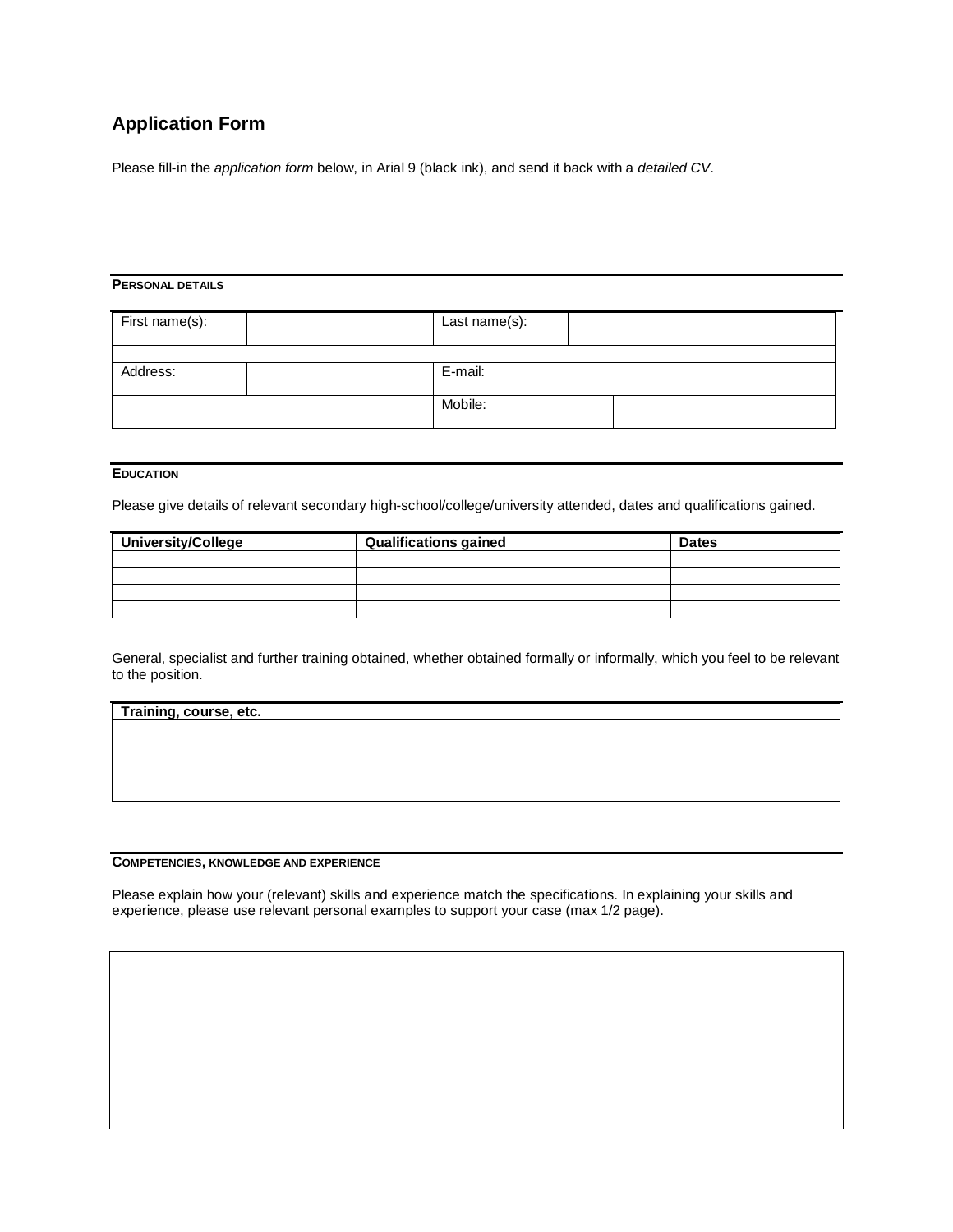## Application Form

Please fill-in the *application form* below, in Arial 9 (black ink), and send it back with a *detailed CV*.

**PERSONAL DETAILS**

| First name(s): | | Last name(s): | |
|---|---|---|---|
| | | | |
| Address: | | E-mail: | |
| | | Mobile: | |

**EDUCATION**

Please give details of relevant secondary high-school/college/university attended, dates and qualifications gained.

| University/College | Qualifications gained | Dates |
|---|---|---|
| | | |
| | | |
| | | |
| | | |

General, specialist and further training obtained, whether obtained formally or informally, which you feel to be relevant to the position.

| Training, course, etc. |
|---|
| |

**COMPETENCIES, KNOWLEDGE AND EXPERIENCE**

Please explain how your (relevant) skills and experience match the specifications. In explaining your skills and experience, please use relevant personal examples to support your case (max 1/2 page).

| |
|---|
| |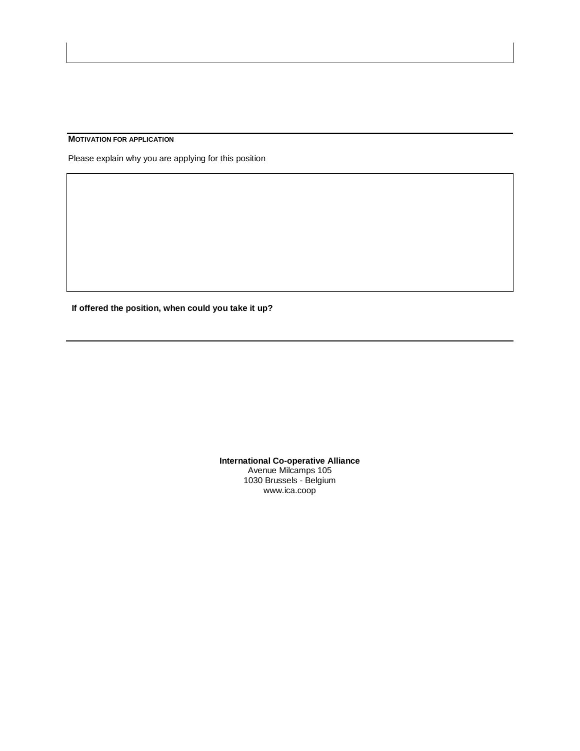## MOTIVATION FOR APPLICATION

Please explain why you are applying for this position

**If offered the position, when could you take it up?**

**International Co-operative Alliance**
Avenue Milcamps 105
1030 Brussels - Belgium
www.ica.coop